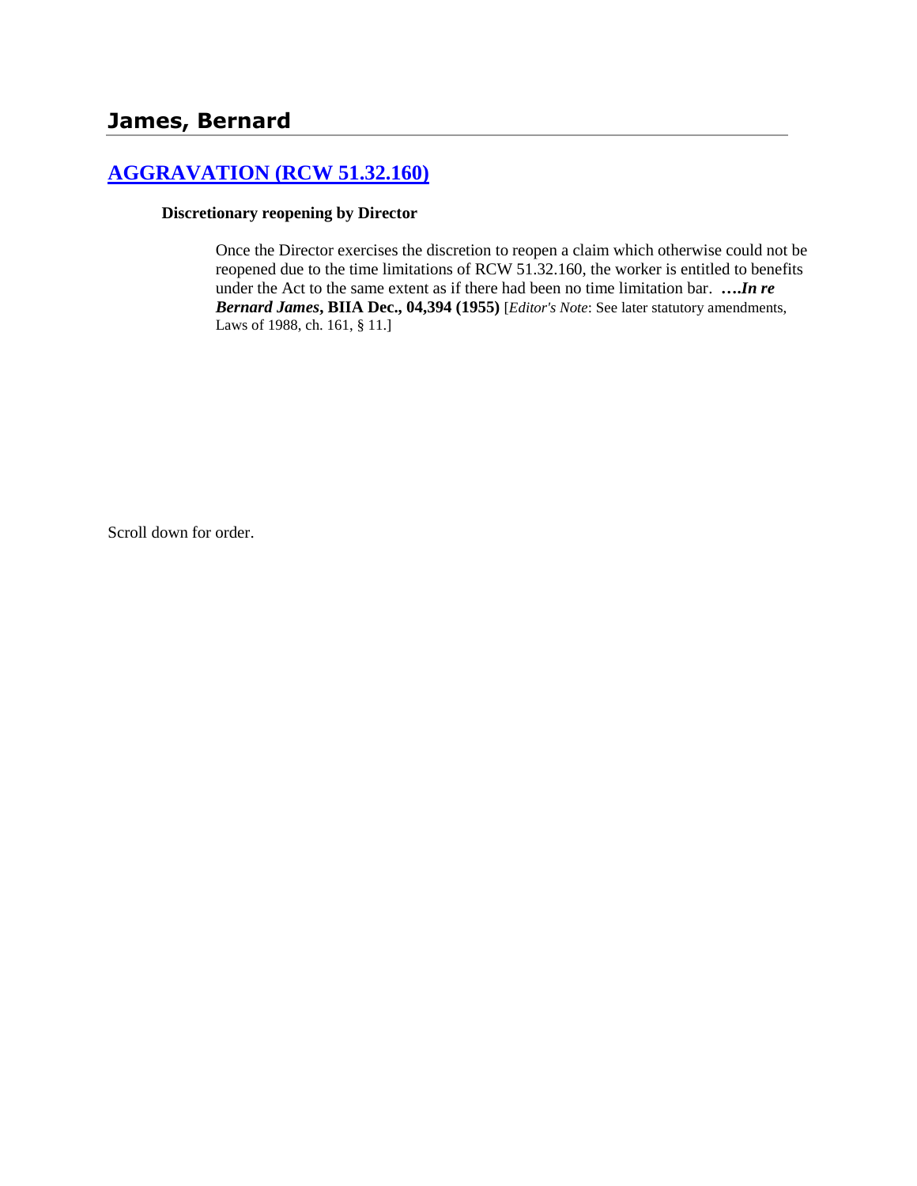## James, Bernard

### [AGGRAVATION (RCW 51.32.160)]

**Discretionary reopening by Director**

Once the Director exercises the discretion to reopen a claim which otherwise could not be reopened due to the time limitations of RCW 51.32.160, the worker is entitled to benefits under the Act to the same extent as if there had been no time limitation bar. ***….In re Bernard James*, BIIA Dec., 04,394 (1955)** [*Editor's Note*: See later statutory amendments, Laws of 1988, ch. 161, § 11.]

Scroll down for order.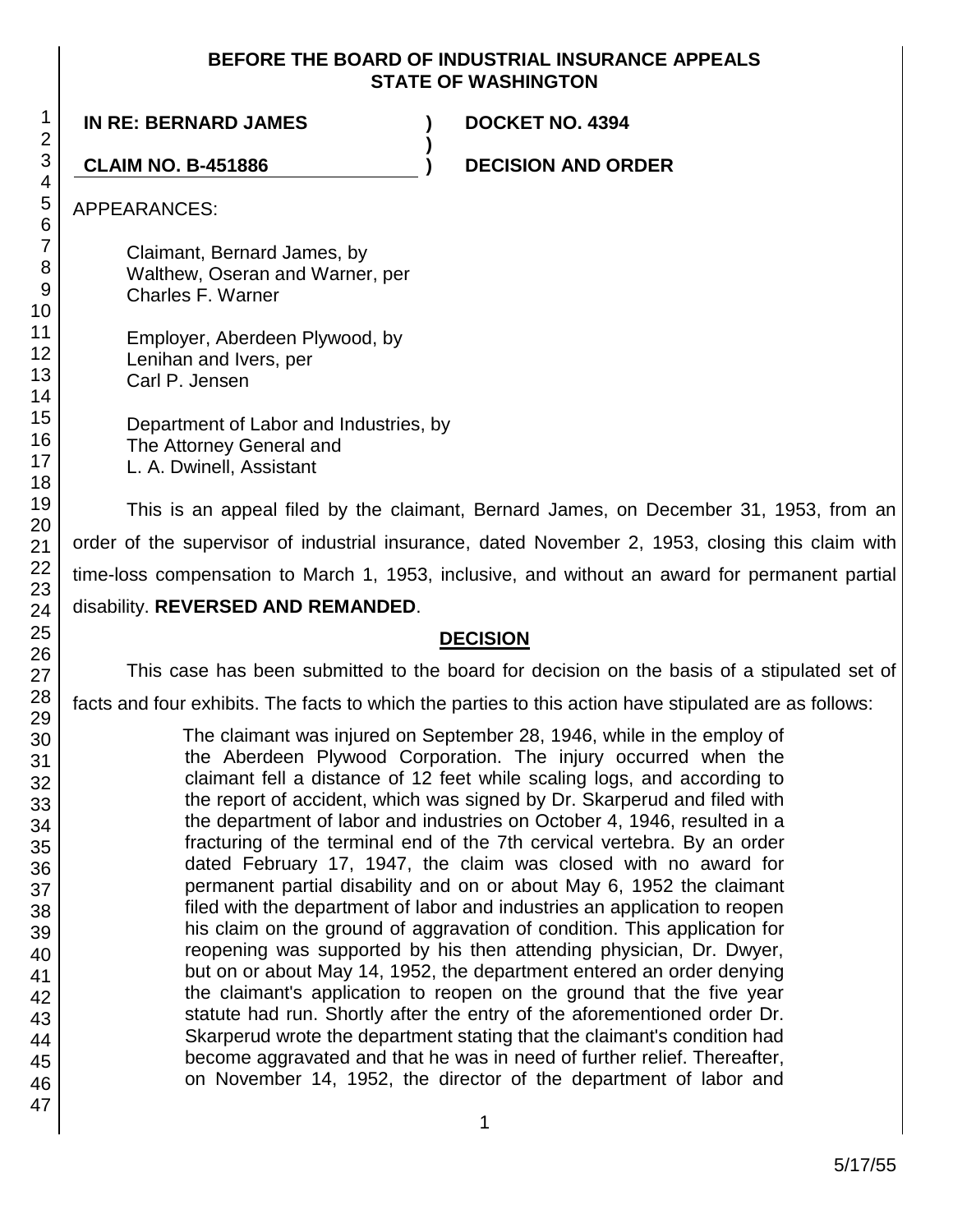**BEFORE THE BOARD OF INDUSTRIAL INSURANCE APPEALS**
**STATE OF WASHINGTON**

**IN RE: BERNARD JAMES** ) **DOCKET NO. 4394**
)
**CLAIM NO. B-451886** ) **DECISION AND ORDER**

APPEARANCES:

Claimant, Bernard James, by
Walthew, Oseran and Warner, per
Charles F. Warner

Employer, Aberdeen Plywood, by
Lenihan and Ivers, per
Carl P. Jensen

Department of Labor and Industries, by
The Attorney General and
L. A. Dwinell, Assistant

This is an appeal filed by the claimant, Bernard James, on December 31, 1953, from an order of the supervisor of industrial insurance, dated November 2, 1953, closing this claim with time-loss compensation to March 1, 1953, inclusive, and without an award for permanent partial disability. **REVERSED AND REMANDED**.

## DECISION

This case has been submitted to the board for decision on the basis of a stipulated set of facts and four exhibits. The facts to which the parties to this action have stipulated are as follows:

> The claimant was injured on September 28, 1946, while in the employ of the Aberdeen Plywood Corporation. The injury occurred when the claimant fell a distance of 12 feet while scaling logs, and according to the report of accident, which was signed by Dr. Skarperud and filed with the department of labor and industries on October 4, 1946, resulted in a fracturing of the terminal end of the 7th cervical vertebra. By an order dated February 17, 1947, the claim was closed with no award for permanent partial disability and on or about May 6, 1952 the claimant filed with the department of labor and industries an application to reopen his claim on the ground of aggravation of condition. This application for reopening was supported by his then attending physician, Dr. Dwyer, but on or about May 14, 1952, the department entered an order denying the claimant's application to reopen on the ground that the five year statute had run. Shortly after the entry of the aforementioned order Dr. Skarperud wrote the department stating that the claimant's condition had become aggravated and that he was in need of further relief. Thereafter, on November 14, 1952, the director of the department of labor and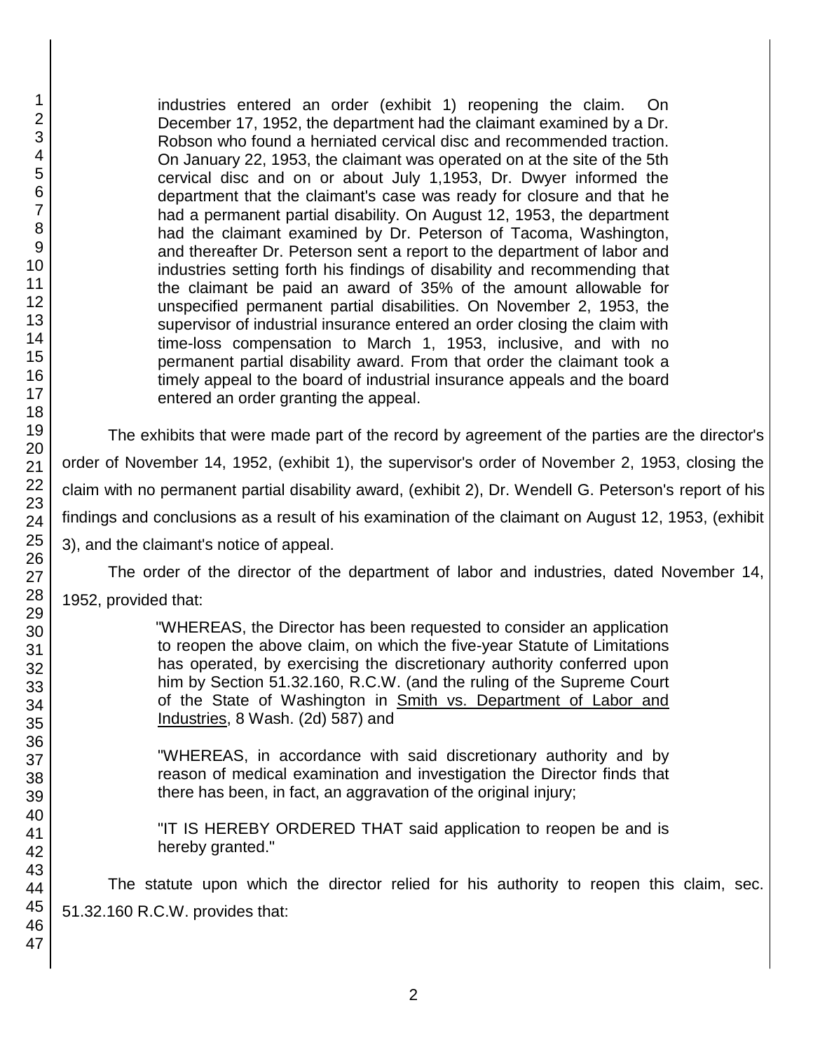> industries entered an order (exhibit 1) reopening the claim. On December 17, 1952, the department had the claimant examined by a Dr. Robson who found a herniated cervical disc and recommended traction. On January 22, 1953, the claimant was operated on at the site of the 5th cervical disc and on or about July 1,1953, Dr. Dwyer informed the department that the claimant's case was ready for closure and that he had a permanent partial disability. On August 12, 1953, the department had the claimant examined by Dr. Peterson of Tacoma, Washington, and thereafter Dr. Peterson sent a report to the department of labor and industries setting forth his findings of disability and recommending that the claimant be paid an award of 35% of the amount allowable for unspecified permanent partial disabilities. On November 2, 1953, the supervisor of industrial insurance entered an order closing the claim with time-loss compensation to March 1, 1953, inclusive, and with no permanent partial disability award. From that order the claimant took a timely appeal to the board of industrial insurance appeals and the board entered an order granting the appeal.

The exhibits that were made part of the record by agreement of the parties are the director's order of November 14, 1952, (exhibit 1), the supervisor's order of November 2, 1953, closing the claim with no permanent partial disability award, (exhibit 2), Dr. Wendell G. Peterson's report of his findings and conclusions as a result of his examination of the claimant on August 12, 1953, (exhibit 3), and the claimant's notice of appeal.

The order of the director of the department of labor and industries, dated November 14, 1952, provided that:

> "WHEREAS, the Director has been requested to consider an application to reopen the above claim, on which the five-year Statute of Limitations has operated, by exercising the discretionary authority conferred upon him by Section 51.32.160, R.C.W. (and the ruling of the Supreme Court of the State of Washington in Smith vs. Department of Labor and Industries, 8 Wash. (2d) 587) and
>
> "WHEREAS, in accordance with said discretionary authority and by reason of medical examination and investigation the Director finds that there has been, in fact, an aggravation of the original injury;
>
> "IT IS HEREBY ORDERED THAT said application to reopen be and is hereby granted."

The statute upon which the director relied for his authority to reopen this claim, sec. 51.32.160 R.C.W. provides that: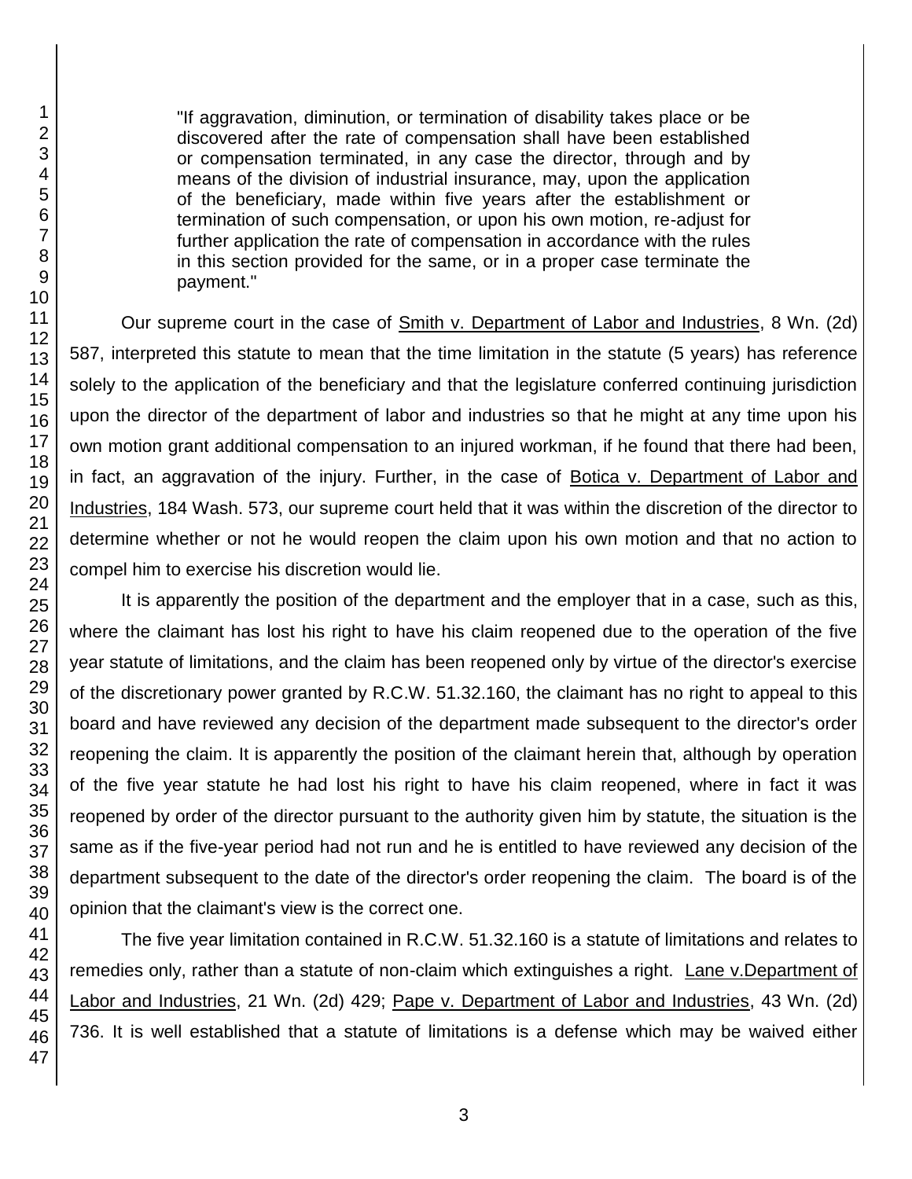> "If aggravation, diminution, or termination of disability takes place or be discovered after the rate of compensation shall have been established or compensation terminated, in any case the director, through and by means of the division of industrial insurance, may, upon the application of the beneficiary, made within five years after the establishment or termination of such compensation, or upon his own motion, re-adjust for further application the rate of compensation in accordance with the rules in this section provided for the same, or in a proper case terminate the payment."

Our supreme court in the case of Smith v. Department of Labor and Industries, 8 Wn. (2d) 587, interpreted this statute to mean that the time limitation in the statute (5 years) has reference solely to the application of the beneficiary and that the legislature conferred continuing jurisdiction upon the director of the department of labor and industries so that he might at any time upon his own motion grant additional compensation to an injured workman, if he found that there had been, in fact, an aggravation of the injury. Further, in the case of Botica v. Department of Labor and Industries, 184 Wash. 573, our supreme court held that it was within the discretion of the director to determine whether or not he would reopen the claim upon his own motion and that no action to compel him to exercise his discretion would lie.

It is apparently the position of the department and the employer that in a case, such as this, where the claimant has lost his right to have his claim reopened due to the operation of the five year statute of limitations, and the claim has been reopened only by virtue of the director's exercise of the discretionary power granted by R.C.W. 51.32.160, the claimant has no right to appeal to this board and have reviewed any decision of the department made subsequent to the director's order reopening the claim. It is apparently the position of the claimant herein that, although by operation of the five year statute he had lost his right to have his claim reopened, where in fact it was reopened by order of the director pursuant to the authority given him by statute, the situation is the same as if the five-year period had not run and he is entitled to have reviewed any decision of the department subsequent to the date of the director's order reopening the claim. The board is of the opinion that the claimant's view is the correct one.

The five year limitation contained in R.C.W. 51.32.160 is a statute of limitations and relates to remedies only, rather than a statute of non-claim which extinguishes a right. Lane v.Department of Labor and Industries, 21 Wn. (2d) 429; Pape v. Department of Labor and Industries, 43 Wn. (2d) 736. It is well established that a statute of limitations is a defense which may be waived either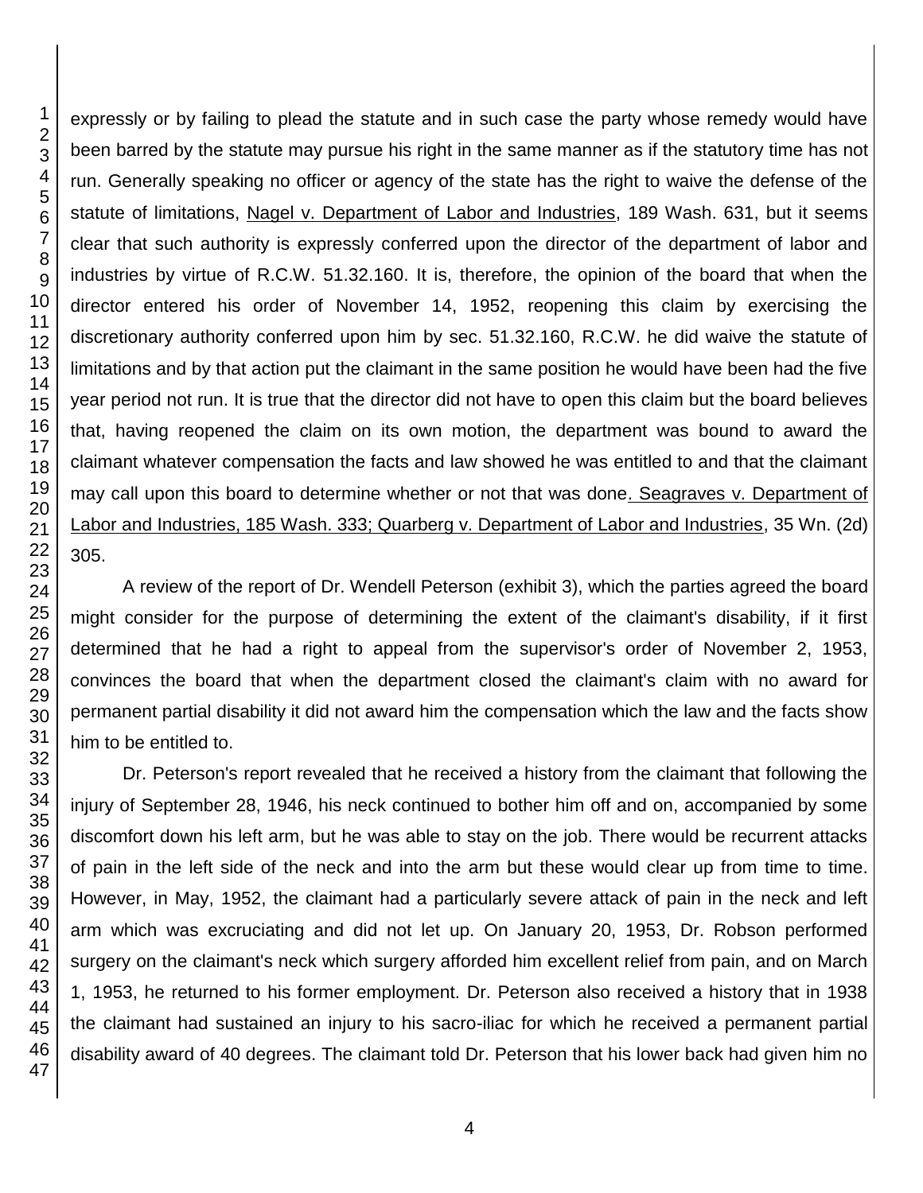expressly or by failing to plead the statute and in such case the party whose remedy would have been barred by the statute may pursue his right in the same manner as if the statutory time has not run. Generally speaking no officer or agency of the state has the right to waive the defense of the statute of limitations, Nagel v. Department of Labor and Industries, 189 Wash. 631, but it seems clear that such authority is expressly conferred upon the director of the department of labor and industries by virtue of R.C.W. 51.32.160. It is, therefore, the opinion of the board that when the director entered his order of November 14, 1952, reopening this claim by exercising the discretionary authority conferred upon him by sec. 51.32.160, R.C.W. he did waive the statute of limitations and by that action put the claimant in the same position he would have been had the five year period not run. It is true that the director did not have to open this claim but the board believes that, having reopened the claim on its own motion, the department was bound to award the claimant whatever compensation the facts and law showed he was entitled to and that the claimant may call upon this board to determine whether or not that was done. Seagraves v. Department of Labor and Industries, 185 Wash. 333; Quarberg v. Department of Labor and Industries, 35 Wn. (2d) 305.

A review of the report of Dr. Wendell Peterson (exhibit 3), which the parties agreed the board might consider for the purpose of determining the extent of the claimant's disability, if it first determined that he had a right to appeal from the supervisor's order of November 2, 1953, convinces the board that when the department closed the claimant's claim with no award for permanent partial disability it did not award him the compensation which the law and the facts show him to be entitled to.

Dr. Peterson's report revealed that he received a history from the claimant that following the injury of September 28, 1946, his neck continued to bother him off and on, accompanied by some discomfort down his left arm, but he was able to stay on the job. There would be recurrent attacks of pain in the left side of the neck and into the arm but these would clear up from time to time. However, in May, 1952, the claimant had a particularly severe attack of pain in the neck and left arm which was excruciating and did not let up. On January 20, 1953, Dr. Robson performed surgery on the claimant's neck which surgery afforded him excellent relief from pain, and on March 1, 1953, he returned to his former employment. Dr. Peterson also received a history that in 1938 the claimant had sustained an injury to his sacro-iliac for which he received a permanent partial disability award of 40 degrees. The claimant told Dr. Peterson that his lower back had given him no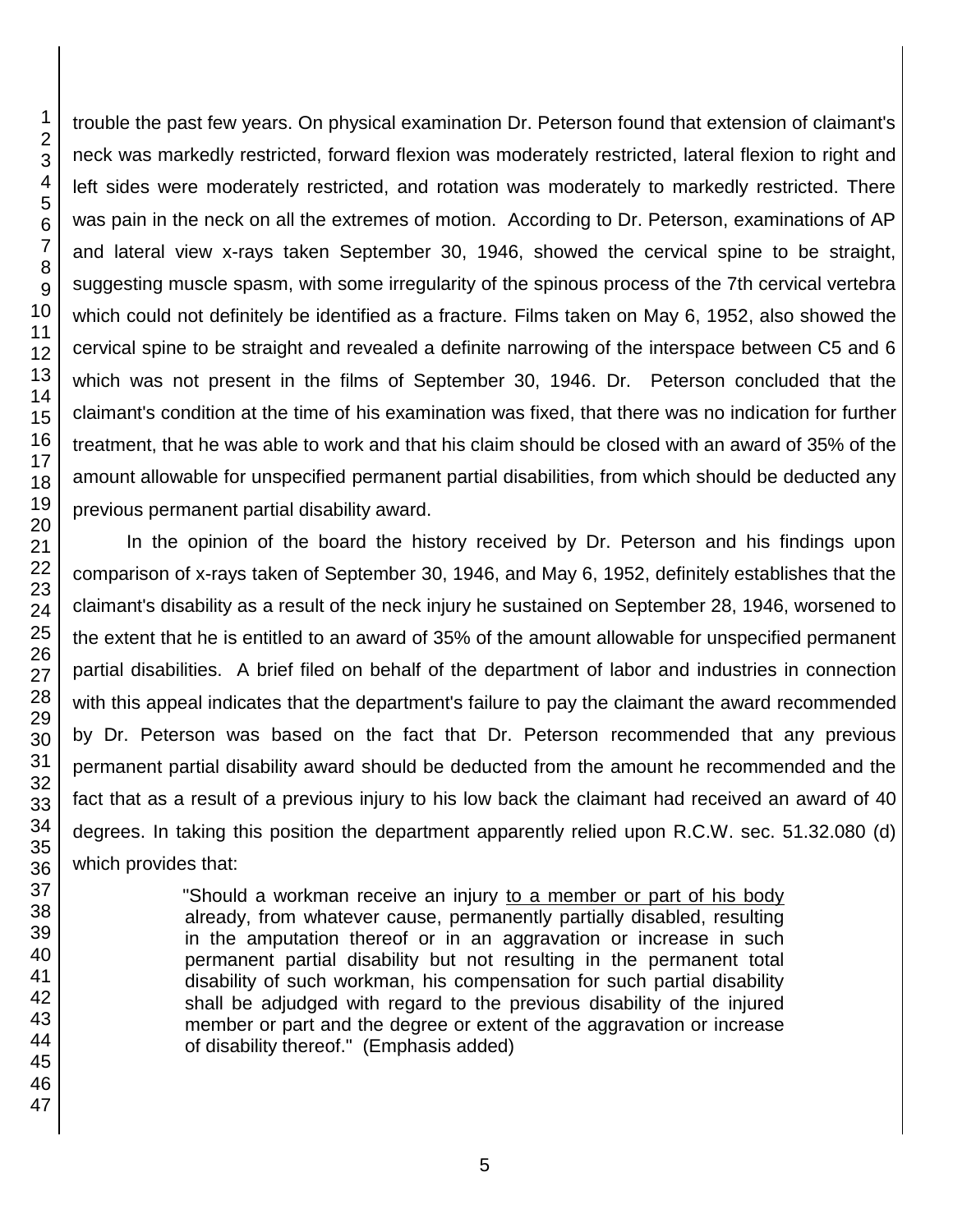trouble the past few years. On physical examination Dr. Peterson found that extension of claimant's neck was markedly restricted, forward flexion was moderately restricted, lateral flexion to right and left sides were moderately restricted, and rotation was moderately to markedly restricted. There was pain in the neck on all the extremes of motion. According to Dr. Peterson, examinations of AP and lateral view x-rays taken September 30, 1946, showed the cervical spine to be straight, suggesting muscle spasm, with some irregularity of the spinous process of the 7th cervical vertebra which could not definitely be identified as a fracture. Films taken on May 6, 1952, also showed the cervical spine to be straight and revealed a definite narrowing of the interspace between C5 and 6 which was not present in the films of September 30, 1946. Dr. Peterson concluded that the claimant's condition at the time of his examination was fixed, that there was no indication for further treatment, that he was able to work and that his claim should be closed with an award of 35% of the amount allowable for unspecified permanent partial disabilities, from which should be deducted any previous permanent partial disability award.

In the opinion of the board the history received by Dr. Peterson and his findings upon comparison of x-rays taken of September 30, 1946, and May 6, 1952, definitely establishes that the claimant's disability as a result of the neck injury he sustained on September 28, 1946, worsened to the extent that he is entitled to an award of 35% of the amount allowable for unspecified permanent partial disabilities. A brief filed on behalf of the department of labor and industries in connection with this appeal indicates that the department's failure to pay the claimant the award recommended by Dr. Peterson was based on the fact that Dr. Peterson recommended that any previous permanent partial disability award should be deducted from the amount he recommended and the fact that as a result of a previous injury to his low back the claimant had received an award of 40 degrees. In taking this position the department apparently relied upon R.C.W. sec. 51.32.080 (d) which provides that:

> "Should a workman receive an injury <u>to a member or part of his body</u> already, from whatever cause, permanently partially disabled, resulting in the amputation thereof or in an aggravation or increase in such permanent partial disability but not resulting in the permanent total disability of such workman, his compensation for such partial disability shall be adjudged with regard to the previous disability of the injured member or part and the degree or extent of the aggravation or increase of disability thereof." (Emphasis added)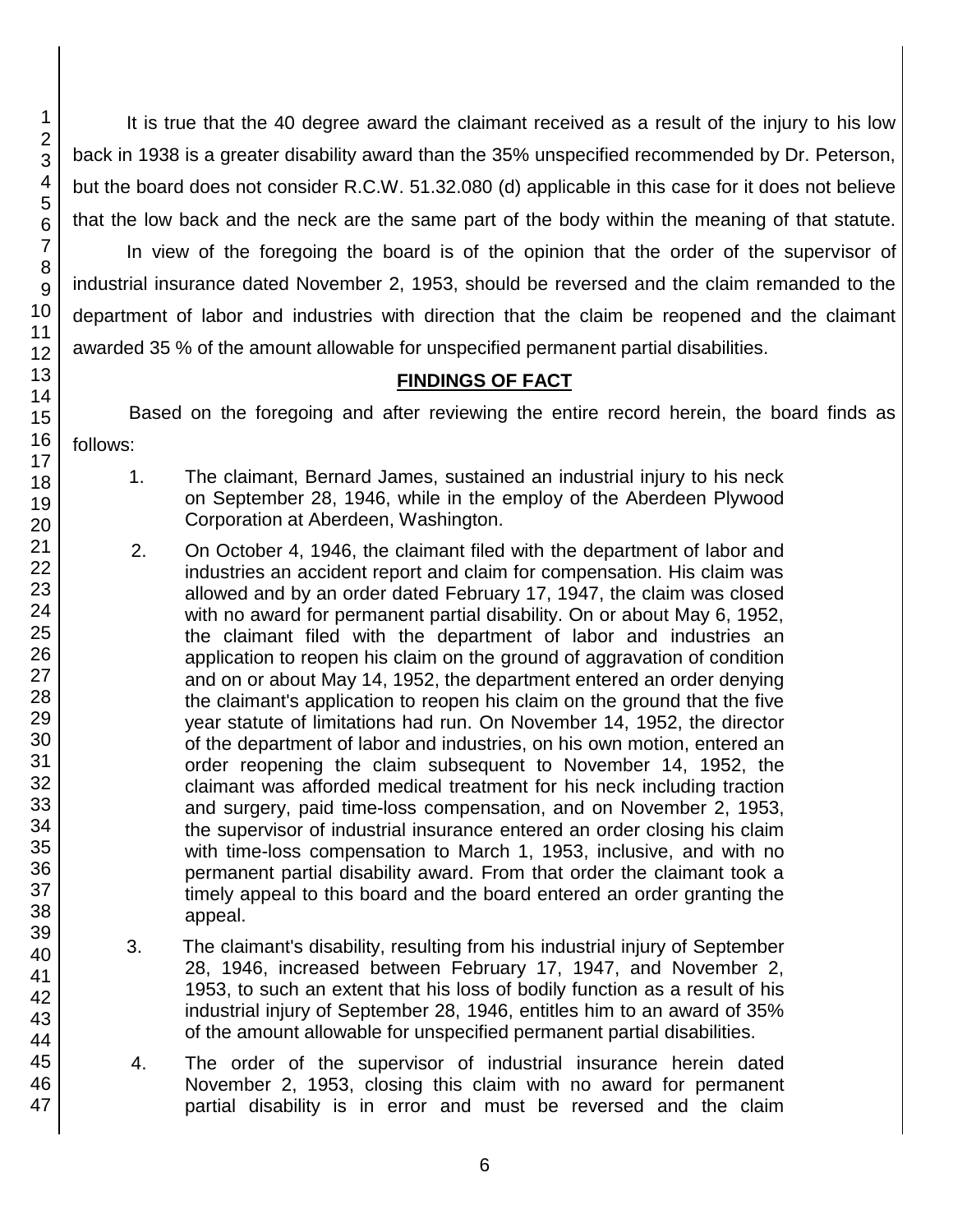It is true that the 40 degree award the claimant received as a result of the injury to his low back in 1938 is a greater disability award than the 35% unspecified recommended by Dr. Peterson, but the board does not consider R.C.W. 51.32.080 (d) applicable in this case for it does not believe that the low back and the neck are the same part of the body within the meaning of that statute.

In view of the foregoing the board is of the opinion that the order of the supervisor of industrial insurance dated November 2, 1953, should be reversed and the claim remanded to the department of labor and industries with direction that the claim be reopened and the claimant awarded 35 % of the amount allowable for unspecified permanent partial disabilities.

## FINDINGS OF FACT

Based on the foregoing and after reviewing the entire record herein, the board finds as follows:

1. The claimant, Bernard James, sustained an industrial injury to his neck on September 28, 1946, while in the employ of the Aberdeen Plywood Corporation at Aberdeen, Washington.

2. On October 4, 1946, the claimant filed with the department of labor and industries an accident report and claim for compensation. His claim was allowed and by an order dated February 17, 1947, the claim was closed with no award for permanent partial disability. On or about May 6, 1952, the claimant filed with the department of labor and industries an application to reopen his claim on the ground of aggravation of condition and on or about May 14, 1952, the department entered an order denying the claimant's application to reopen his claim on the ground that the five year statute of limitations had run. On November 14, 1952, the director of the department of labor and industries, on his own motion, entered an order reopening the claim subsequent to November 14, 1952, the claimant was afforded medical treatment for his neck including traction and surgery, paid time-loss compensation, and on November 2, 1953, the supervisor of industrial insurance entered an order closing his claim with time-loss compensation to March 1, 1953, inclusive, and with no permanent partial disability award. From that order the claimant took a timely appeal to this board and the board entered an order granting the appeal.

3. The claimant's disability, resulting from his industrial injury of September 28, 1946, increased between February 17, 1947, and November 2, 1953, to such an extent that his loss of bodily function as a result of his industrial injury of September 28, 1946, entitles him to an award of 35% of the amount allowable for unspecified permanent partial disabilities.

4. The order of the supervisor of industrial insurance herein dated November 2, 1953, closing this claim with no award for permanent partial disability is in error and must be reversed and the claim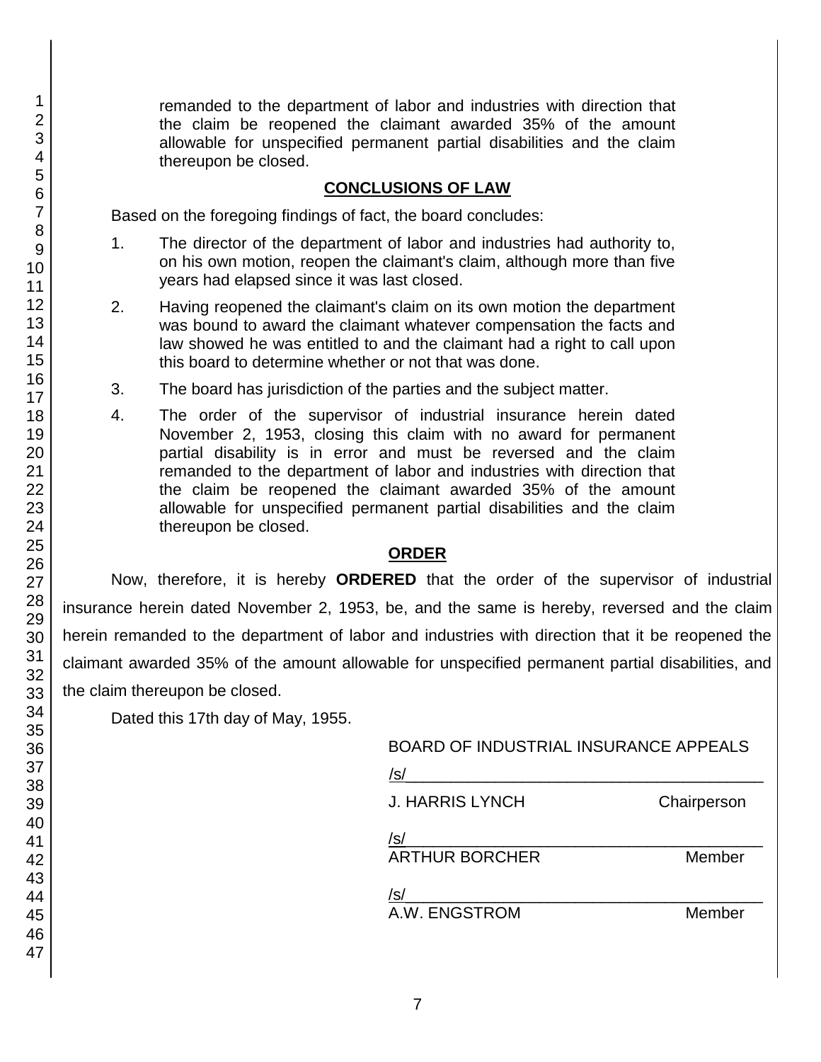remanded to the department of labor and industries with direction that the claim be reopened the claimant awarded 35% of the amount allowable for unspecified permanent partial disabilities and the claim thereupon be closed.

## CONCLUSIONS OF LAW

Based on the foregoing findings of fact, the board concludes:

1. The director of the department of labor and industries had authority to, on his own motion, reopen the claimant's claim, although more than five years had elapsed since it was last closed.

2. Having reopened the claimant's claim on its own motion the department was bound to award the claimant whatever compensation the facts and law showed he was entitled to and the claimant had a right to call upon this board to determine whether or not that was done.

3. The board has jurisdiction of the parties and the subject matter.

4. The order of the supervisor of industrial insurance herein dated November 2, 1953, closing this claim with no award for permanent partial disability is in error and must be reversed and the claim remanded to the department of labor and industries with direction that the claim be reopened the claimant awarded 35% of the amount allowable for unspecified permanent partial disabilities and the claim thereupon be closed.

## ORDER

Now, therefore, it is hereby **ORDERED** that the order of the supervisor of industrial insurance herein dated November 2, 1953, be, and the same is hereby, reversed and the claim herein remanded to the department of labor and industries with direction that it be reopened the claimant awarded 35% of the amount allowable for unspecified permanent partial disabilities, and the claim thereupon be closed.

Dated this 17th day of May, 1955.

BOARD OF INDUSTRIAL INSURANCE APPEALS

/s/
J. HARRIS LYNCH Chairperson

/s/
ARTHUR BORCHER Member

/s/
A.W. ENGSTROM Member